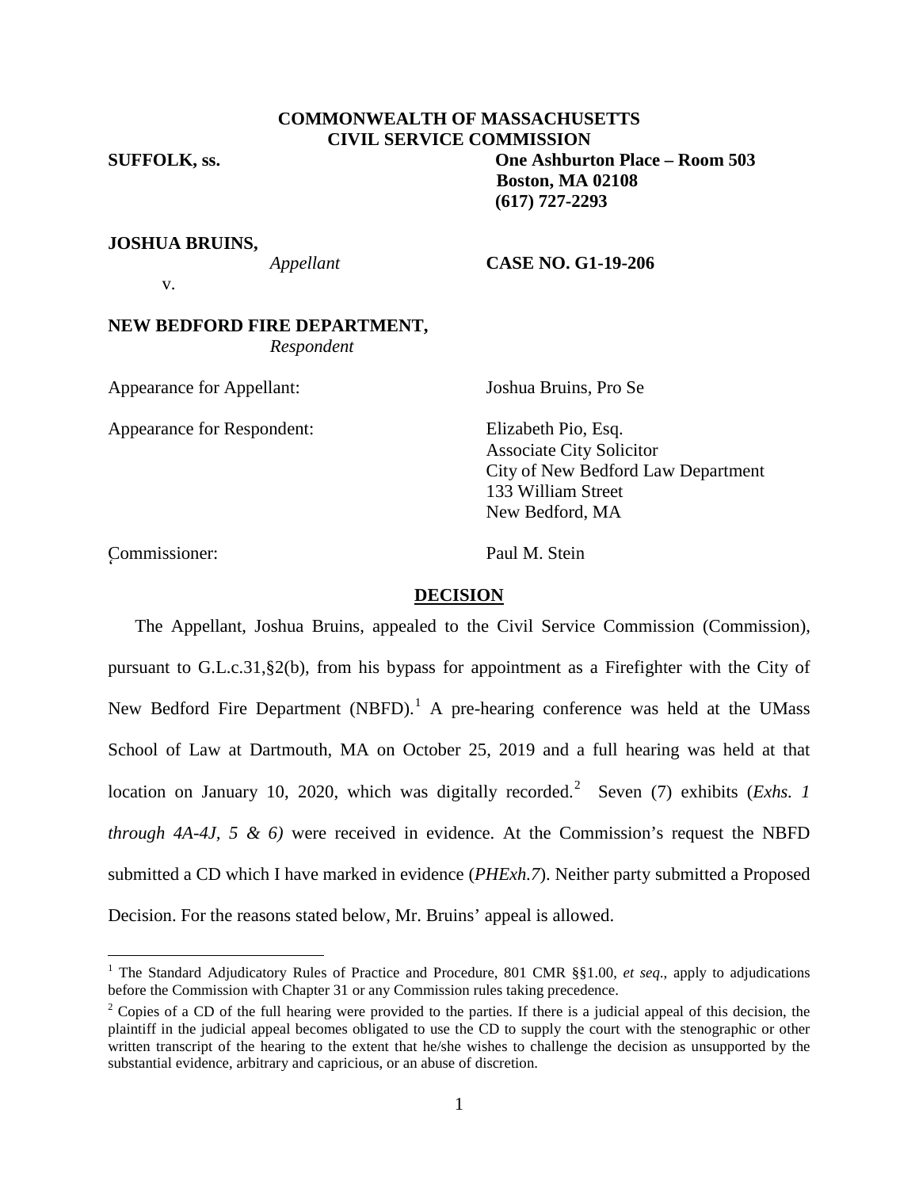**COMMONWEALTH OF MASSACHUSETTS**
**CIVIL SERVICE COMMISSION**

**SUFFOLK, ss.** **One Ashburton Place – Room 503**
**Boston, MA 02108**
**(617) 727-2293**

**JOSHUA BRUINS,**
*Appellant* **CASE NO. G1-19-206**

v.

**NEW BEDFORD FIRE DEPARTMENT,**
*Respondent*

Appearance for Appellant: Joshua Bruins, Pro Se

Appearance for Respondent: Elizabeth Pio, Esq.
Associate City Solicitor
City of New Bedford Law Department
133 William Street
New Bedford, MA

Commissioner: Paul M. Stein

## DECISION

The Appellant, Joshua Bruins, appealed to the Civil Service Commission (Commission), pursuant to G.L.c.31,§2(b), from his bypass for appointment as a Firefighter with the City of New Bedford Fire Department (NBFD).[1] A pre-hearing conference was held at the UMass School of Law at Dartmouth, MA on October 25, 2019 and a full hearing was held at that location on January 10, 2020, which was digitally recorded.[2] Seven (7) exhibits (*Exhs. 1 through 4A-4J, 5 & 6)* were received in evidence. At the Commission's request the NBFD submitted a CD which I have marked in evidence (*PHExh.7*). Neither party submitted a Proposed Decision. For the reasons stated below, Mr. Bruins' appeal is allowed.

---

[1] The Standard Adjudicatory Rules of Practice and Procedure, 801 CMR §§1.00, *et seq*., apply to adjudications before the Commission with Chapter 31 or any Commission rules taking precedence.

[2] Copies of a CD of the full hearing were provided to the parties. If there is a judicial appeal of this decision, the plaintiff in the judicial appeal becomes obligated to use the CD to supply the court with the stenographic or other written transcript of the hearing to the extent that he/she wishes to challenge the decision as unsupported by the substantial evidence, arbitrary and capricious, or an abuse of discretion.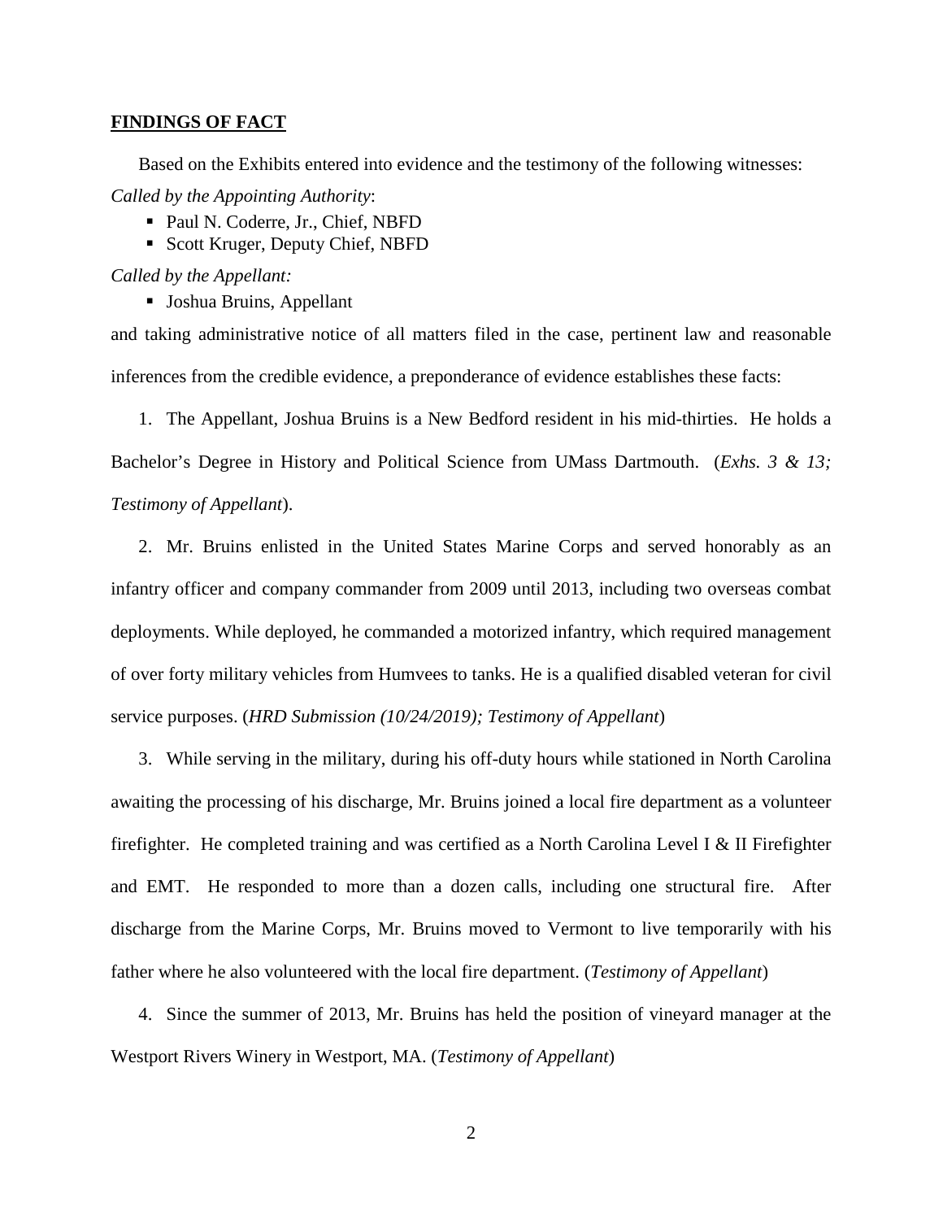**FINDINGS OF FACT**

Based on the Exhibits entered into evidence and the testimony of the following witnesses:

*Called by the Appointing Authority*:

- Paul N. Coderre, Jr., Chief, NBFD
- Scott Kruger, Deputy Chief, NBFD

*Called by the Appellant:*

- Joshua Bruins, Appellant

and taking administrative notice of all matters filed in the case, pertinent law and reasonable inferences from the credible evidence, a preponderance of evidence establishes these facts:

1. The Appellant, Joshua Bruins is a New Bedford resident in his mid-thirties. He holds a Bachelor's Degree in History and Political Science from UMass Dartmouth. (*Exhs. 3 & 13; Testimony of Appellant*).

2. Mr. Bruins enlisted in the United States Marine Corps and served honorably as an infantry officer and company commander from 2009 until 2013, including two overseas combat deployments. While deployed, he commanded a motorized infantry, which required management of over forty military vehicles from Humvees to tanks. He is a qualified disabled veteran for civil service purposes. (*HRD Submission (10/24/2019); Testimony of Appellant*)

3. While serving in the military, during his off-duty hours while stationed in North Carolina awaiting the processing of his discharge, Mr. Bruins joined a local fire department as a volunteer firefighter. He completed training and was certified as a North Carolina Level I & II Firefighter and EMT. He responded to more than a dozen calls, including one structural fire. After discharge from the Marine Corps, Mr. Bruins moved to Vermont to live temporarily with his father where he also volunteered with the local fire department. (*Testimony of Appellant*)

4. Since the summer of 2013, Mr. Bruins has held the position of vineyard manager at the Westport Rivers Winery in Westport, MA. (*Testimony of Appellant*)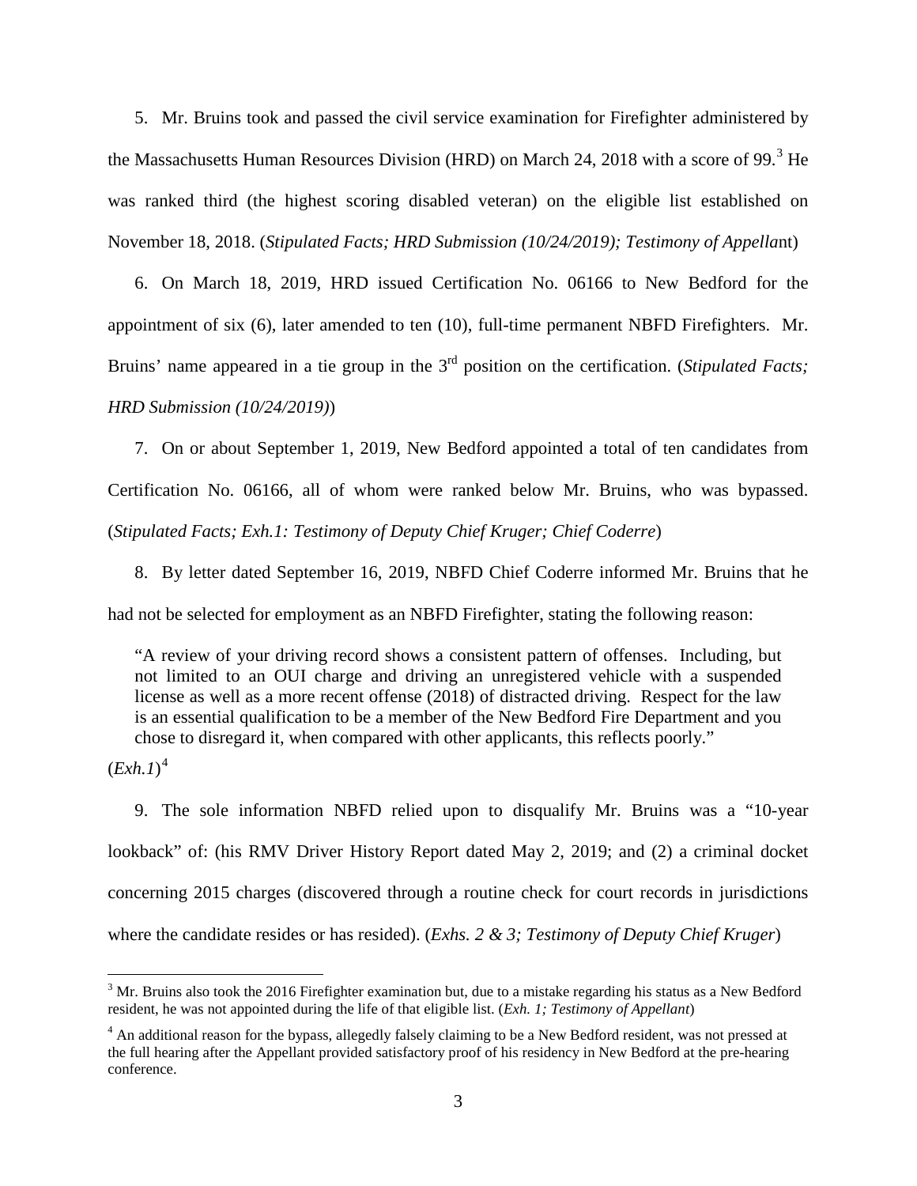5. Mr. Bruins took and passed the civil service examination for Firefighter administered by the Massachusetts Human Resources Division (HRD) on March 24, 2018 with a score of 99.[3] He was ranked third (the highest scoring disabled veteran) on the eligible list established on November 18, 2018. (*Stipulated Facts; HRD Submission (10/24/2019); Testimony of Appella*nt)

6. On March 18, 2019, HRD issued Certification No. 06166 to New Bedford for the appointment of six (6), later amended to ten (10), full-time permanent NBFD Firefighters. Mr. Bruins' name appeared in a tie group in the 3rd position on the certification. (*Stipulated Facts; HRD Submission (10/24/2019)*)

7. On or about September 1, 2019, New Bedford appointed a total of ten candidates from Certification No. 06166, all of whom were ranked below Mr. Bruins, who was bypassed. (*Stipulated Facts; Exh.1: Testimony of Deputy Chief Kruger; Chief Coderre*)

8. By letter dated September 16, 2019, NBFD Chief Coderre informed Mr. Bruins that he had not be selected for employment as an NBFD Firefighter, stating the following reason:

> "A review of your driving record shows a consistent pattern of offenses. Including, but not limited to an OUI charge and driving an unregistered vehicle with a suspended license as well as a more recent offense (2018) of distracted driving. Respect for the law is an essential qualification to be a member of the New Bedford Fire Department and you chose to disregard it, when compared with other applicants, this reflects poorly."

(*Exh.1*)[4]

9. The sole information NBFD relied upon to disqualify Mr. Bruins was a "10-year lookback" of: (his RMV Driver History Report dated May 2, 2019; and (2) a criminal docket concerning 2015 charges (discovered through a routine check for court records in jurisdictions where the candidate resides or has resided). (*Exhs. 2 & 3; Testimony of Deputy Chief Kruger*)

---

[3] Mr. Bruins also took the 2016 Firefighter examination but, due to a mistake regarding his status as a New Bedford resident, he was not appointed during the life of that eligible list. (*Exh. 1; Testimony of Appellant*)

[4] An additional reason for the bypass, allegedly falsely claiming to be a New Bedford resident, was not pressed at the full hearing after the Appellant provided satisfactory proof of his residency in New Bedford at the pre-hearing conference.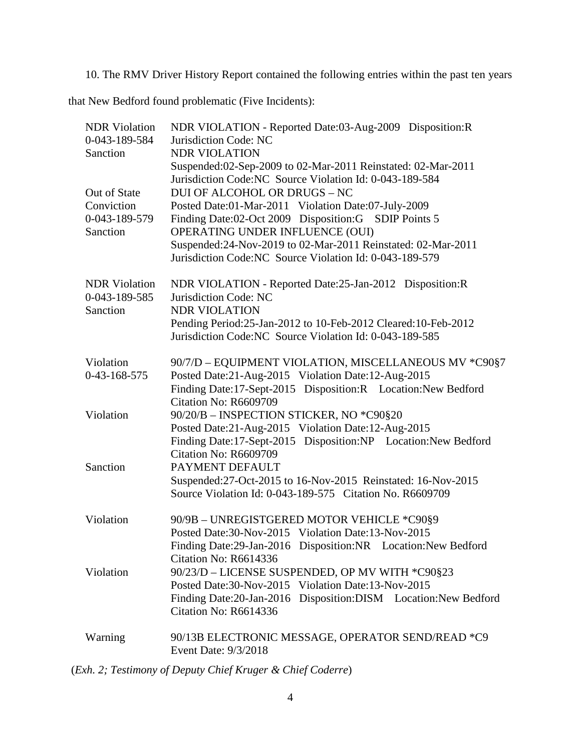10. The RMV Driver History Report contained the following entries within the past ten years that New Bedford found problematic (Five Incidents):

| | |
|---|---|
| NDR Violation<br>0-043-189-584<br>Sanction | NDR VIOLATION - Reported Date:03-Aug-2009 Disposition:R<br>Jurisdiction Code: NC<br>NDR VIOLATION<br>Suspended:02-Sep-2009 to 02-Mar-2011 Reinstated: 02-Mar-2011<br>Jurisdiction Code:NC Source Violation Id: 0-043-189-584 |
| Out of State<br>Conviction<br>0-043-189-579<br>Sanction | DUI OF ALCOHOL OR DRUGS – NC<br>Posted Date:01-Mar-2011 Violation Date:07-July-2009<br>Finding Date:02-Oct 2009 Disposition:G SDIP Points 5<br>OPERATING UNDER INFLUENCE (OUI)<br>Suspended:24-Nov-2019 to 02-Mar-2011 Reinstated: 02-Mar-2011<br>Jurisdiction Code:NC Source Violation Id: 0-043-189-579 |
| NDR Violation<br>0-043-189-585<br>Sanction | NDR VIOLATION - Reported Date:25-Jan-2012 Disposition:R<br>Jurisdiction Code: NC<br>NDR VIOLATION<br>Pending Period:25-Jan-2012 to 10-Feb-2012 Cleared:10-Feb-2012<br>Jurisdiction Code:NC Source Violation Id: 0-043-189-585 |
| Violation<br>0-43-168-575 | 90/7/D – EQUIPMENT VIOLATION, MISCELLANEOUS MV *C90§7<br>Posted Date:21-Aug-2015 Violation Date:12-Aug-2015<br>Finding Date:17-Sept-2015 Disposition:R Location:New Bedford<br>Citation No: R6609709 |
| Violation | 90/20/B – INSPECTION STICKER, NO *C90§20<br>Posted Date:21-Aug-2015 Violation Date:12-Aug-2015<br>Finding Date:17-Sept-2015 Disposition:NP Location:New Bedford<br>Citation No: R6609709 |
| Sanction | PAYMENT DEFAULT<br>Suspended:27-Oct-2015 to 16-Nov-2015 Reinstated: 16-Nov-2015<br>Source Violation Id: 0-043-189-575 Citation No. R6609709 |
| Violation | 90/9B – UNREGISTGERED MOTOR VEHICLE *C90§9<br>Posted Date:30-Nov-2015 Violation Date:13-Nov-2015<br>Finding Date:29-Jan-2016 Disposition:NR Location:New Bedford<br>Citation No: R6614336 |
| Violation | 90/23/D – LICENSE SUSPENDED, OP MV WITH *C90§23<br>Posted Date:30-Nov-2015 Violation Date:13-Nov-2015<br>Finding Date:20-Jan-2016 Disposition:DISM Location:New Bedford<br>Citation No: R6614336 |
| Warning | 90/13B ELECTRONIC MESSAGE, OPERATOR SEND/READ *C9<br>Event Date: 9/3/2018 |

(*Exh. 2; Testimony of Deputy Chief Kruger & Chief Coderre*)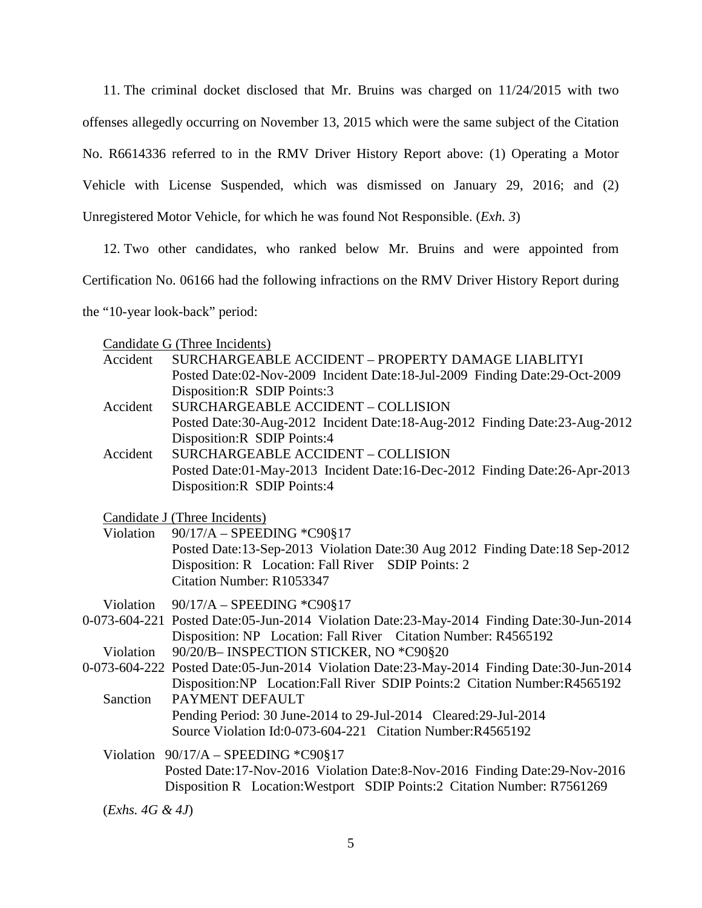11. The criminal docket disclosed that Mr. Bruins was charged on 11/24/2015 with two offenses allegedly occurring on November 13, 2015 which were the same subject of the Citation No. R6614336 referred to in the RMV Driver History Report above: (1) Operating a Motor Vehicle with License Suspended, which was dismissed on January 29, 2016; and (2) Unregistered Motor Vehicle, for which he was found Not Responsible. (*Exh. 3*)

12. Two other candidates, who ranked below Mr. Bruins and were appointed from Certification No. 06166 had the following infractions on the RMV Driver History Report during the "10-year look-back" period:

<u>Candidate G (Three Incidents)</u>

Accident SURCHARGEABLE ACCIDENT – PROPERTY DAMAGE LIABLITYI
Posted Date:02-Nov-2009 Incident Date:18-Jul-2009 Finding Date:29-Oct-2009
Disposition:R SDIP Points:3

Accident SURCHARGEABLE ACCIDENT – COLLISION
Posted Date:30-Aug-2012 Incident Date:18-Aug-2012 Finding Date:23-Aug-2012
Disposition:R SDIP Points:4

Accident SURCHARGEABLE ACCIDENT – COLLISION
Posted Date:01-May-2013 Incident Date:16-Dec-2012 Finding Date:26-Apr-2013
Disposition:R SDIP Points:4

<u>Candidate J (Three Incidents)</u>

Violation 90/17/A – SPEEDING *C90§17
Posted Date:13-Sep-2013 Violation Date:30 Aug 2012 Finding Date:18 Sep-2012
Disposition: R Location: Fall River SDIP Points: 2
Citation Number: R1053347

Violation 90/17/A – SPEEDING *C90§17
0-073-604-221 Posted Date:05-Jun-2014 Violation Date:23-May-2014 Finding Date:30-Jun-2014
Disposition: NP Location: Fall River Citation Number: R4565192

Violation 90/20/B– INSPECTION STICKER, NO *C90§20
0-073-604-222 Posted Date:05-Jun-2014 Violation Date:23-May-2014 Finding Date:30-Jun-2014
Disposition:NP Location:Fall River SDIP Points:2 Citation Number:R4565192

Sanction PAYMENT DEFAULT
Pending Period: 30 June-2014 to 29-Jul-2014 Cleared:29-Jul-2014
Source Violation Id:0-073-604-221 Citation Number:R4565192

Violation 90/17/A – SPEEDING *C90§17
Posted Date:17-Nov-2016 Violation Date:8-Nov-2016 Finding Date:29-Nov-2016
Disposition R Location:Westport SDIP Points:2 Citation Number: R7561269

(*Exhs. 4G & 4J*)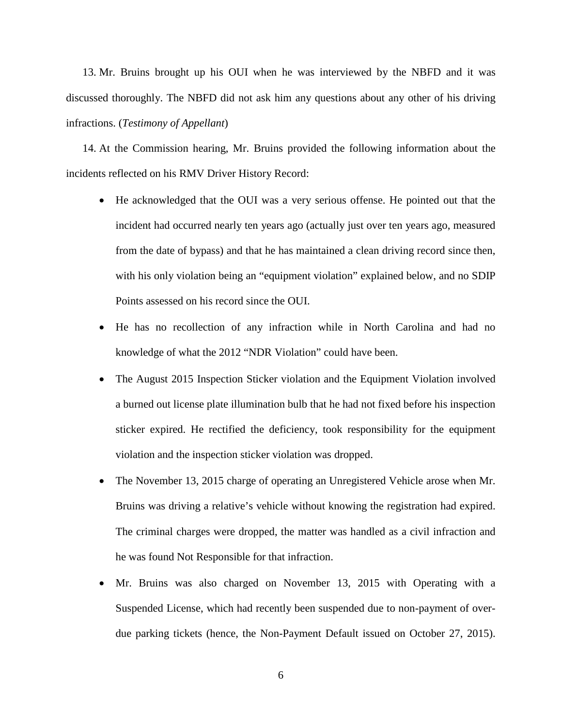13. Mr. Bruins brought up his OUI when he was interviewed by the NBFD and it was discussed thoroughly. The NBFD did not ask him any questions about any other of his driving infractions. (*Testimony of Appellant*)

14. At the Commission hearing, Mr. Bruins provided the following information about the incidents reflected on his RMV Driver History Record:

- He acknowledged that the OUI was a very serious offense. He pointed out that the incident had occurred nearly ten years ago (actually just over ten years ago, measured from the date of bypass) and that he has maintained a clean driving record since then, with his only violation being an "equipment violation" explained below, and no SDIP Points assessed on his record since the OUI.
- He has no recollection of any infraction while in North Carolina and had no knowledge of what the 2012 "NDR Violation" could have been.
- The August 2015 Inspection Sticker violation and the Equipment Violation involved a burned out license plate illumination bulb that he had not fixed before his inspection sticker expired. He rectified the deficiency, took responsibility for the equipment violation and the inspection sticker violation was dropped.
- The November 13, 2015 charge of operating an Unregistered Vehicle arose when Mr. Bruins was driving a relative's vehicle without knowing the registration had expired. The criminal charges were dropped, the matter was handled as a civil infraction and he was found Not Responsible for that infraction.
- Mr. Bruins was also charged on November 13, 2015 with Operating with a Suspended License, which had recently been suspended due to non-payment of over-due parking tickets (hence, the Non-Payment Default issued on October 27, 2015).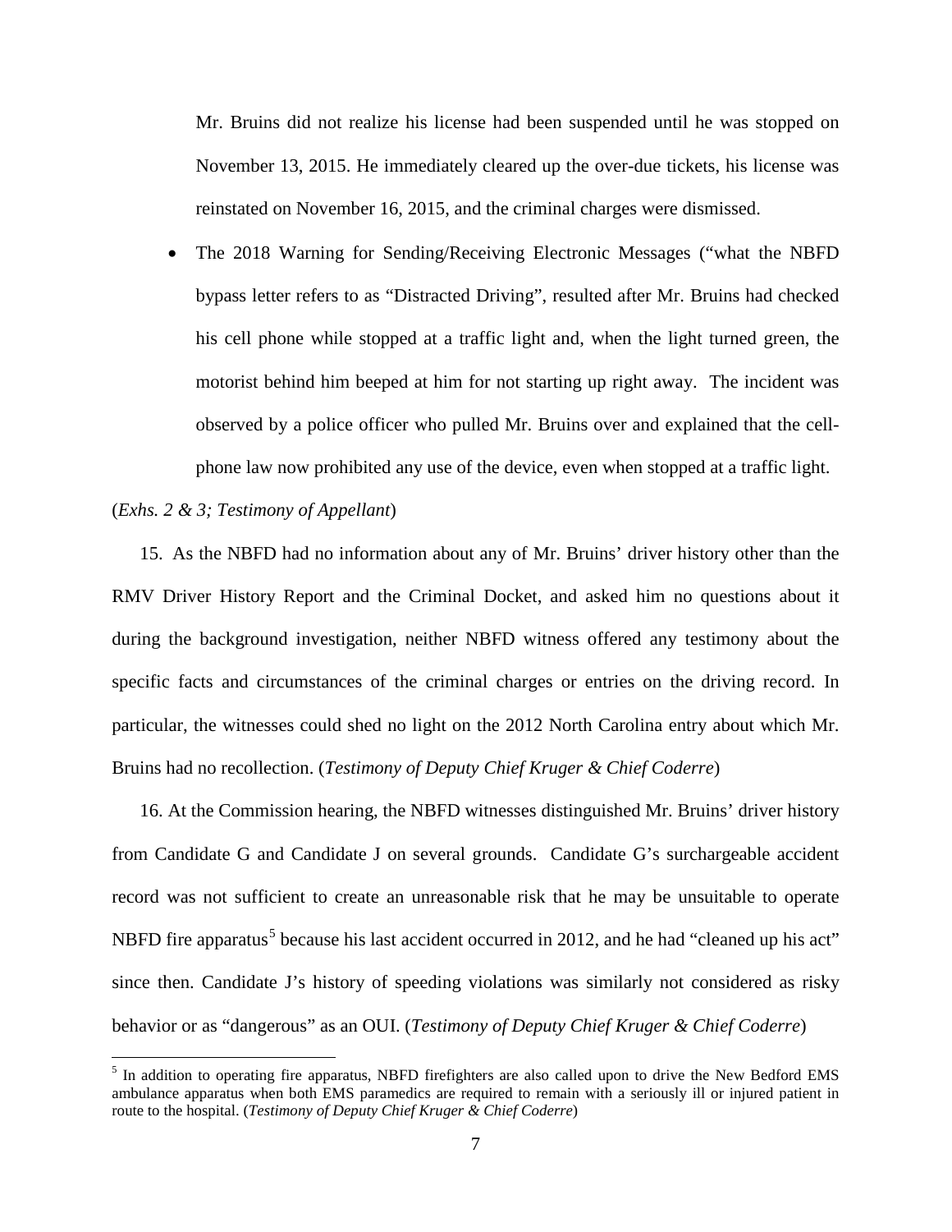Mr. Bruins did not realize his license had been suspended until he was stopped on November 13, 2015. He immediately cleared up the over-due tickets, his license was reinstated on November 16, 2015, and the criminal charges were dismissed.

- The 2018 Warning for Sending/Receiving Electronic Messages ("what the NBFD bypass letter refers to as "Distracted Driving", resulted after Mr. Bruins had checked his cell phone while stopped at a traffic light and, when the light turned green, the motorist behind him beeped at him for not starting up right away. The incident was observed by a police officer who pulled Mr. Bruins over and explained that the cell-phone law now prohibited any use of the device, even when stopped at a traffic light.

(*Exhs. 2 & 3; Testimony of Appellant*)

15. As the NBFD had no information about any of Mr. Bruins' driver history other than the RMV Driver History Report and the Criminal Docket, and asked him no questions about it during the background investigation, neither NBFD witness offered any testimony about the specific facts and circumstances of the criminal charges or entries on the driving record. In particular, the witnesses could shed no light on the 2012 North Carolina entry about which Mr. Bruins had no recollection. (*Testimony of Deputy Chief Kruger & Chief Coderre*)

16. At the Commission hearing, the NBFD witnesses distinguished Mr. Bruins' driver history from Candidate G and Candidate J on several grounds. Candidate G's surchargeable accident record was not sufficient to create an unreasonable risk that he may be unsuitable to operate NBFD fire apparatus[5] because his last accident occurred in 2012, and he had "cleaned up his act" since then. Candidate J's history of speeding violations was similarly not considered as risky behavior or as "dangerous" as an OUI. (*Testimony of Deputy Chief Kruger & Chief Coderre*)

[5] In addition to operating fire apparatus, NBFD firefighters are also called upon to drive the New Bedford EMS ambulance apparatus when both EMS paramedics are required to remain with a seriously ill or injured patient in route to the hospital. (*Testimony of Deputy Chief Kruger & Chief Coderre*)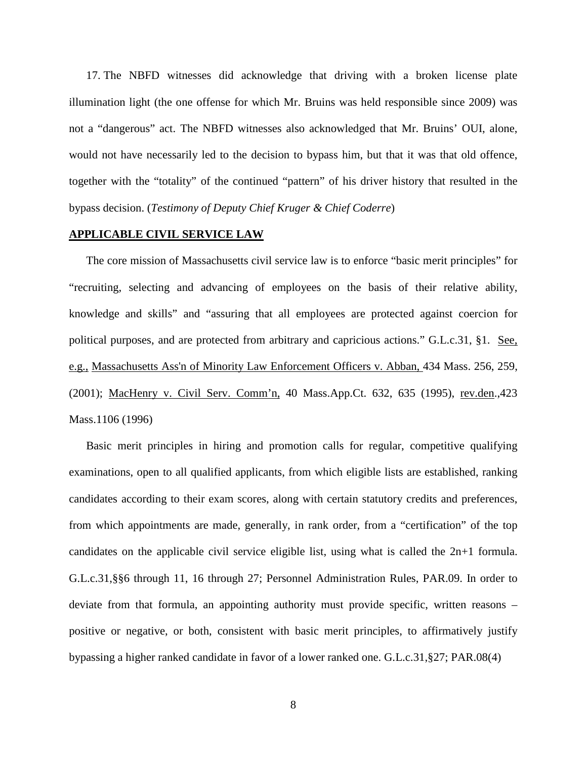17. The NBFD witnesses did acknowledge that driving with a broken license plate illumination light (the one offense for which Mr. Bruins was held responsible since 2009) was not a "dangerous" act. The NBFD witnesses also acknowledged that Mr. Bruins' OUI, alone, would not have necessarily led to the decision to bypass him, but that it was that old offence, together with the "totality" of the continued "pattern" of his driver history that resulted in the bypass decision. (*Testimony of Deputy Chief Kruger & Chief Coderre*)

**APPLICABLE CIVIL SERVICE LAW**

The core mission of Massachusetts civil service law is to enforce "basic merit principles" for "recruiting, selecting and advancing of employees on the basis of their relative ability, knowledge and skills" and "assuring that all employees are protected against coercion for political purposes, and are protected from arbitrary and capricious actions." G.L.c.31, §1. See, e.g., Massachusetts Ass'n of Minority Law Enforcement Officers v. Abban, 434 Mass. 256, 259, (2001); MacHenry v. Civil Serv. Comm'n, 40 Mass.App.Ct. 632, 635 (1995), rev.den.,423 Mass.1106 (1996)

Basic merit principles in hiring and promotion calls for regular, competitive qualifying examinations, open to all qualified applicants, from which eligible lists are established, ranking candidates according to their exam scores, along with certain statutory credits and preferences, from which appointments are made, generally, in rank order, from a "certification" of the top candidates on the applicable civil service eligible list, using what is called the 2n+1 formula. G.L.c.31,§§6 through 11, 16 through 27; Personnel Administration Rules, PAR.09. In order to deviate from that formula, an appointing authority must provide specific, written reasons – positive or negative, or both, consistent with basic merit principles, to affirmatively justify bypassing a higher ranked candidate in favor of a lower ranked one. G.L.c.31,§27; PAR.08(4)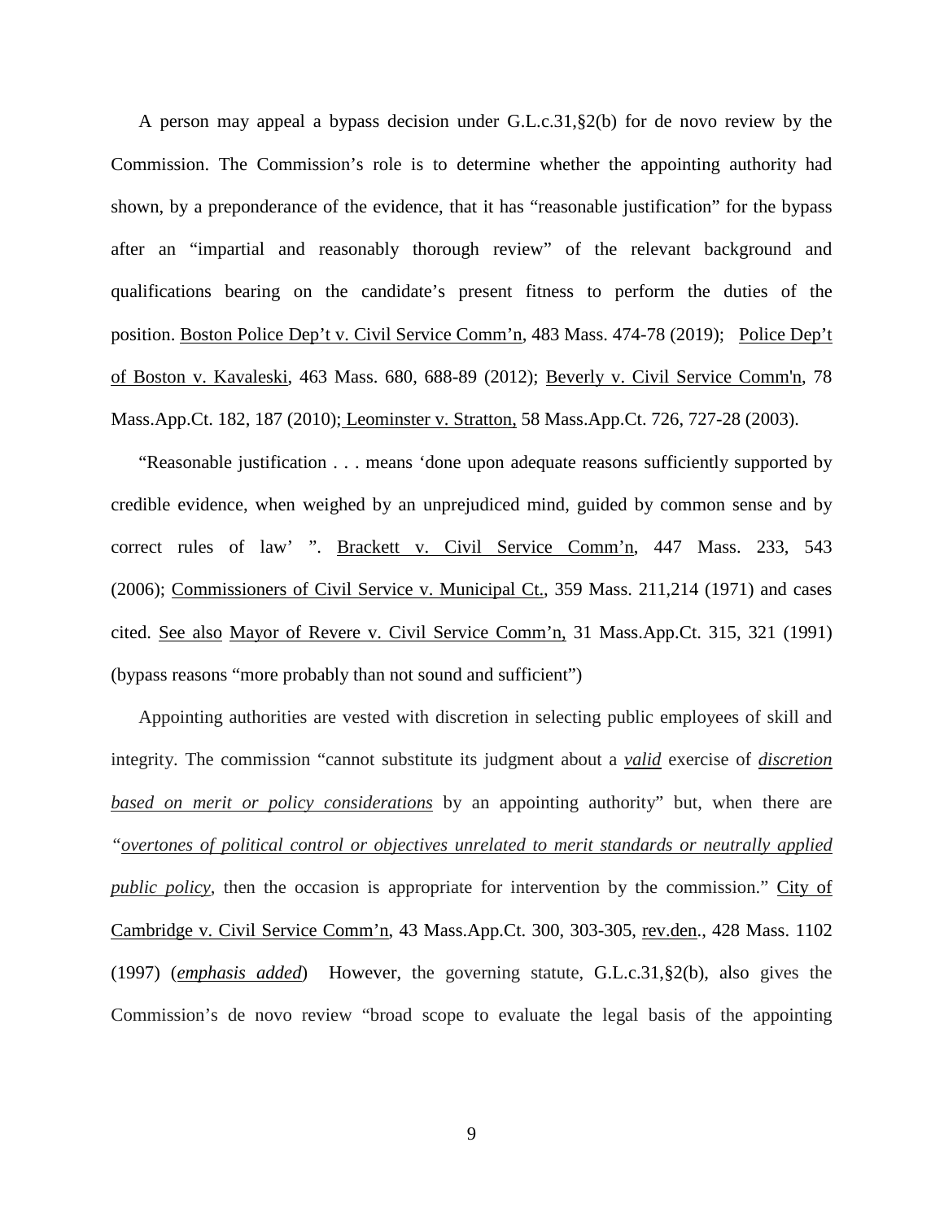A person may appeal a bypass decision under G.L.c.31,§2(b) for de novo review by the Commission. The Commission's role is to determine whether the appointing authority had shown, by a preponderance of the evidence, that it has "reasonable justification" for the bypass after an "impartial and reasonably thorough review" of the relevant background and qualifications bearing on the candidate's present fitness to perform the duties of the position. Boston Police Dep't v. Civil Service Comm'n, 483 Mass. 474-78 (2019); Police Dep't of Boston v. Kavaleski, 463 Mass. 680, 688-89 (2012); Beverly v. Civil Service Comm'n, 78 Mass.App.Ct. 182, 187 (2010); Leominster v. Stratton, 58 Mass.App.Ct. 726, 727-28 (2003).

"Reasonable justification . . . means 'done upon adequate reasons sufficiently supported by credible evidence, when weighed by an unprejudiced mind, guided by common sense and by correct rules of law' ". Brackett v. Civil Service Comm'n, 447 Mass. 233, 543 (2006); Commissioners of Civil Service v. Municipal Ct., 359 Mass. 211,214 (1971) and cases cited. See also Mayor of Revere v. Civil Service Comm'n, 31 Mass.App.Ct. 315, 321 (1991) (bypass reasons "more probably than not sound and sufficient")

Appointing authorities are vested with discretion in selecting public employees of skill and integrity. The commission "cannot substitute its judgment about a ***valid*** exercise of ***discretion based on merit or policy considerations*** by an appointing authority" but, when there are *"overtones of political control or objectives unrelated to merit standards or neutrally applied public policy*, then the occasion is appropriate for intervention by the commission." City of Cambridge v. Civil Service Comm'n, 43 Mass.App.Ct. 300, 303-305, rev.den., 428 Mass. 1102 (1997) (***emphasis added***) However, the governing statute, G.L.c.31,§2(b), also gives the Commission's de novo review "broad scope to evaluate the legal basis of the appointing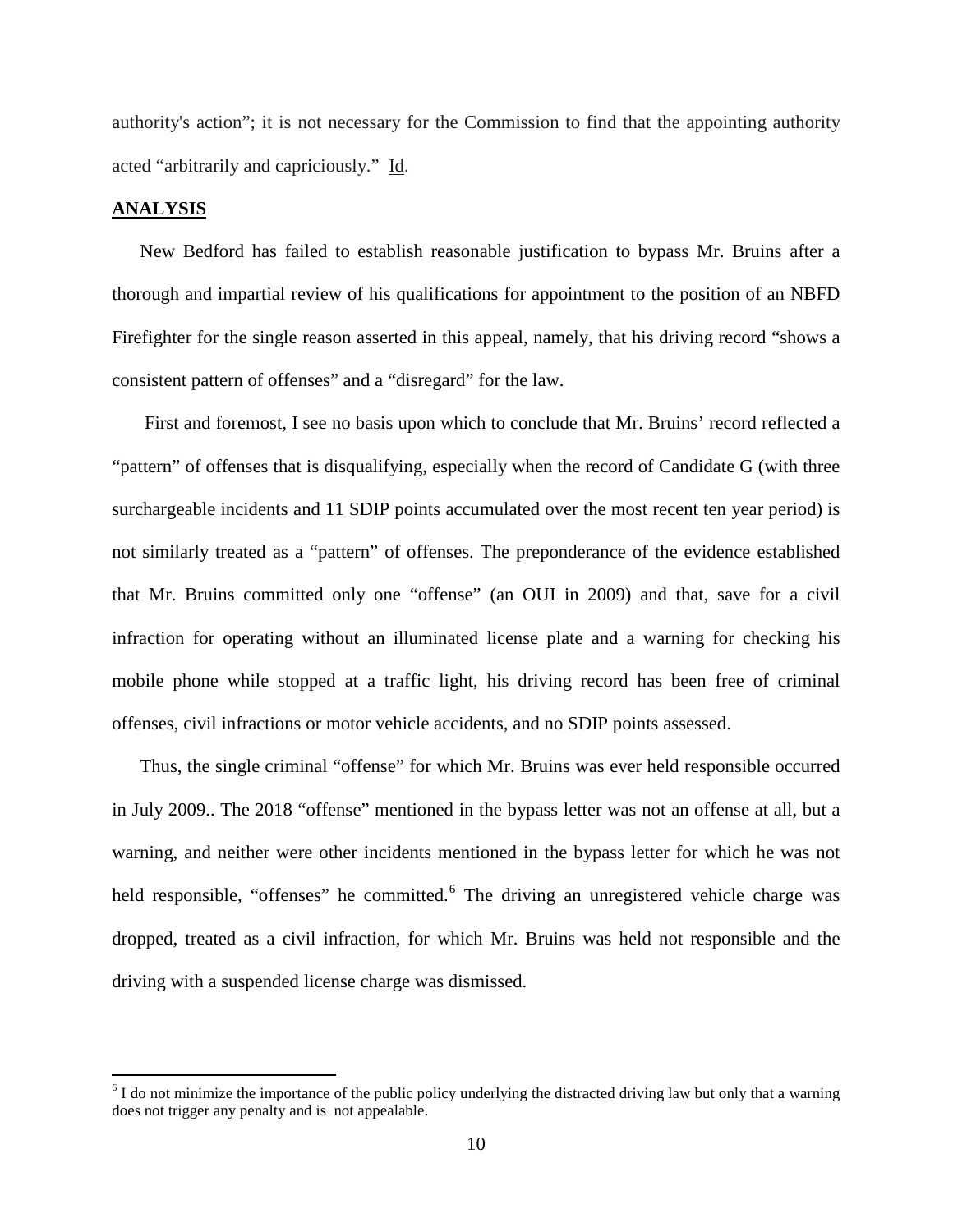authority's action"; it is not necessary for the Commission to find that the appointing authority acted "arbitrarily and capriciously." Id.

## ANALYSIS

New Bedford has failed to establish reasonable justification to bypass Mr. Bruins after a thorough and impartial review of his qualifications for appointment to the position of an NBFD Firefighter for the single reason asserted in this appeal, namely, that his driving record "shows a consistent pattern of offenses" and a "disregard" for the law.

First and foremost, I see no basis upon which to conclude that Mr. Bruins' record reflected a "pattern" of offenses that is disqualifying, especially when the record of Candidate G (with three surchargeable incidents and 11 SDIP points accumulated over the most recent ten year period) is not similarly treated as a "pattern" of offenses. The preponderance of the evidence established that Mr. Bruins committed only one "offense" (an OUI in 2009) and that, save for a civil infraction for operating without an illuminated license plate and a warning for checking his mobile phone while stopped at a traffic light, his driving record has been free of criminal offenses, civil infractions or motor vehicle accidents, and no SDIP points assessed.

Thus, the single criminal "offense" for which Mr. Bruins was ever held responsible occurred in July 2009.. The 2018 "offense" mentioned in the bypass letter was not an offense at all, but a warning, and neither were other incidents mentioned in the bypass letter for which he was not held responsible, "offenses" he committed.[6] The driving an unregistered vehicle charge was dropped, treated as a civil infraction, for which Mr. Bruins was held not responsible and the driving with a suspended license charge was dismissed.

---

[6] I do not minimize the importance of the public policy underlying the distracted driving law but only that a warning does not trigger any penalty and is not appealable.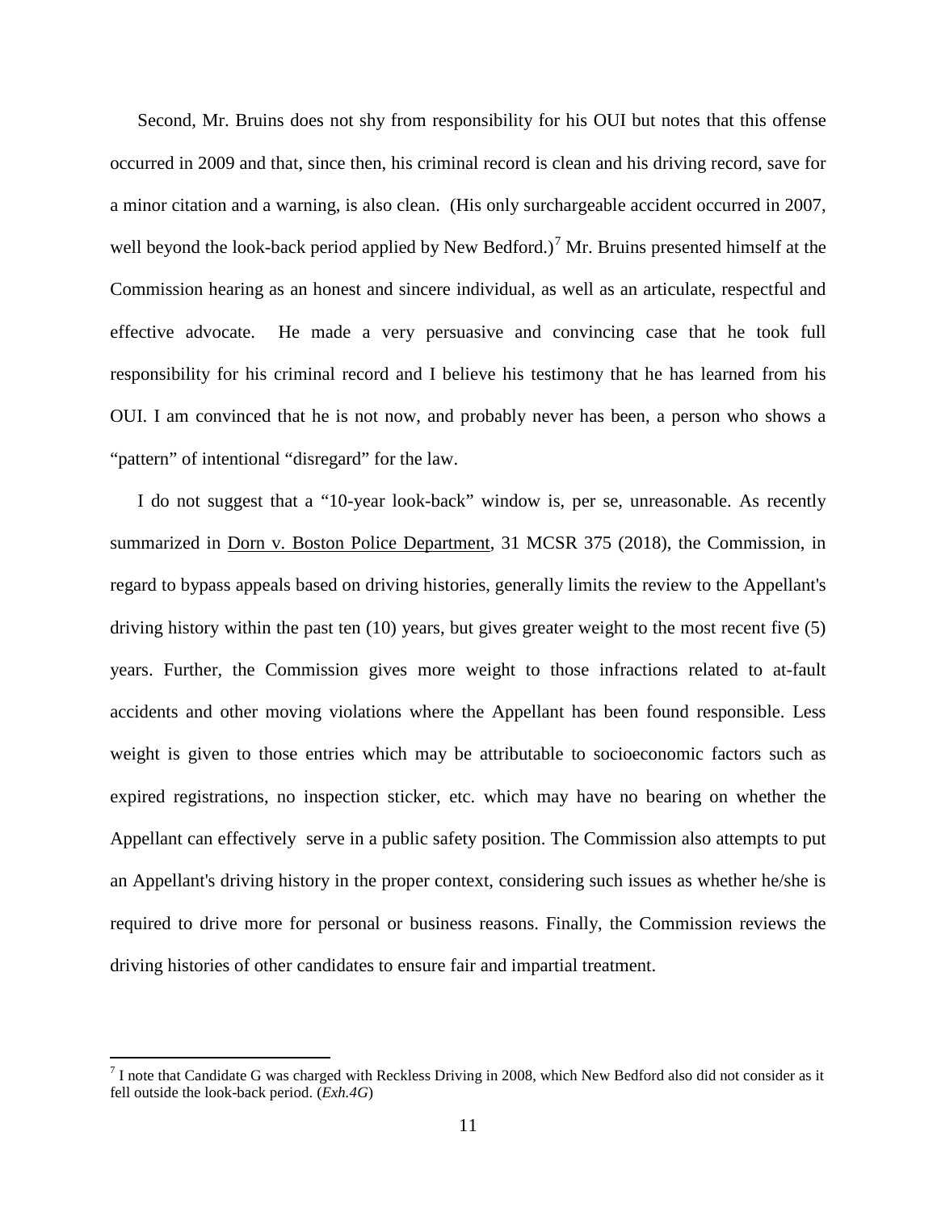Second, Mr. Bruins does not shy from responsibility for his OUI but notes that this offense occurred in 2009 and that, since then, his criminal record is clean and his driving record, save for a minor citation and a warning, is also clean. (His only surchargeable accident occurred in 2007, well beyond the look-back period applied by New Bedford.)[7] Mr. Bruins presented himself at the Commission hearing as an honest and sincere individual, as well as an articulate, respectful and effective advocate. He made a very persuasive and convincing case that he took full responsibility for his criminal record and I believe his testimony that he has learned from his OUI. I am convinced that he is not now, and probably never has been, a person who shows a "pattern" of intentional "disregard" for the law.

I do not suggest that a "10-year look-back" window is, per se, unreasonable. As recently summarized in Dorn v. Boston Police Department, 31 MCSR 375 (2018), the Commission, in regard to bypass appeals based on driving histories, generally limits the review to the Appellant's driving history within the past ten (10) years, but gives greater weight to the most recent five (5) years. Further, the Commission gives more weight to those infractions related to at-fault accidents and other moving violations where the Appellant has been found responsible. Less weight is given to those entries which may be attributable to socioeconomic factors such as expired registrations, no inspection sticker, etc. which may have no bearing on whether the Appellant can effectively serve in a public safety position. The Commission also attempts to put an Appellant's driving history in the proper context, considering such issues as whether he/she is required to drive more for personal or business reasons. Finally, the Commission reviews the driving histories of other candidates to ensure fair and impartial treatment.

---

[7] I note that Candidate G was charged with Reckless Driving in 2008, which New Bedford also did not consider as it fell outside the look-back period. (*Exh.4G*)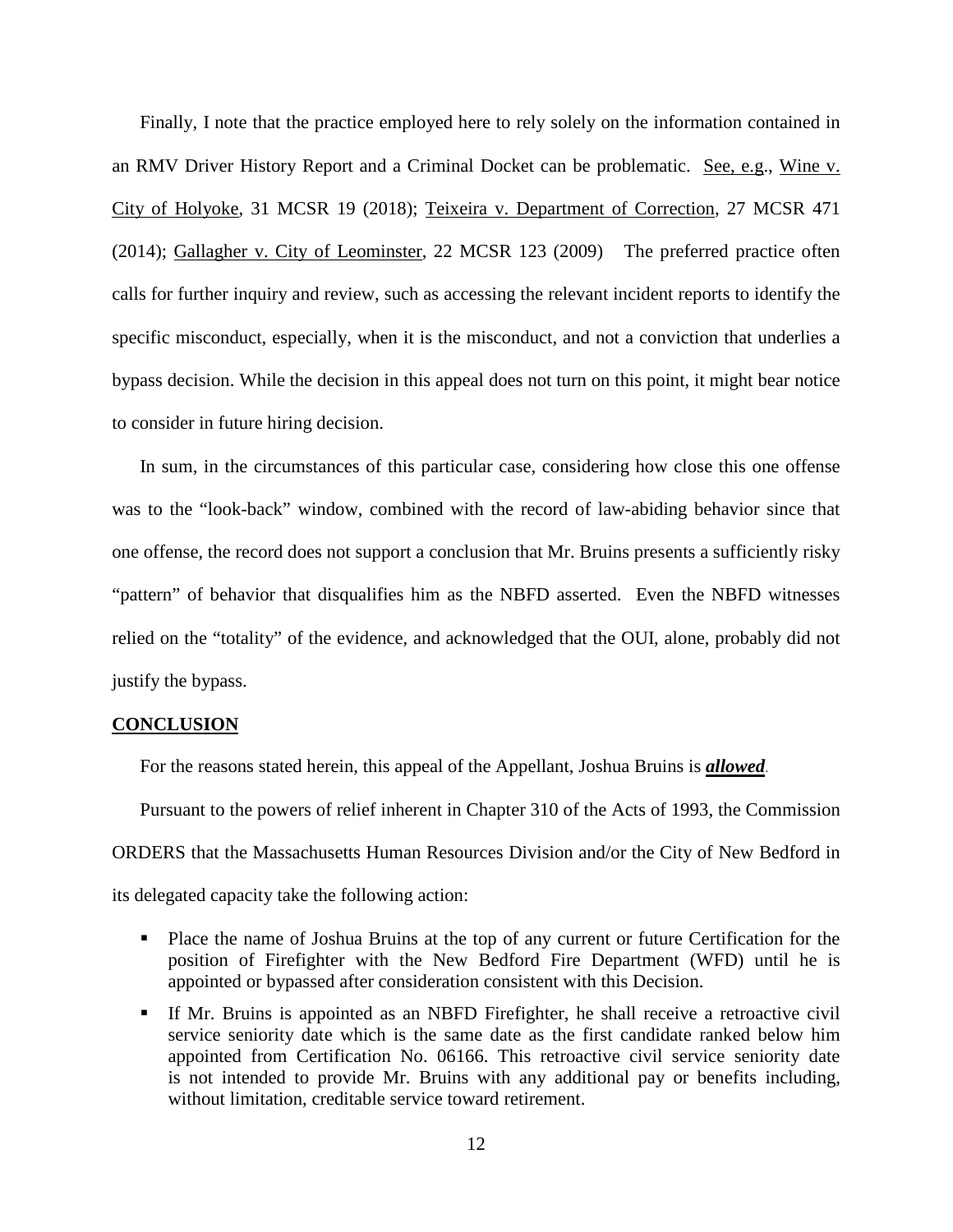Finally, I note that the practice employed here to rely solely on the information contained in an RMV Driver History Report and a Criminal Docket can be problematic. See, e.g., Wine v. City of Holyoke, 31 MCSR 19 (2018); Teixeira v. Department of Correction, 27 MCSR 471 (2014); Gallagher v. City of Leominster, 22 MCSR 123 (2009) The preferred practice often calls for further inquiry and review, such as accessing the relevant incident reports to identify the specific misconduct, especially, when it is the misconduct, and not a conviction that underlies a bypass decision. While the decision in this appeal does not turn on this point, it might bear notice to consider in future hiring decision.

In sum, in the circumstances of this particular case, considering how close this one offense was to the "look-back" window, combined with the record of law-abiding behavior since that one offense, the record does not support a conclusion that Mr. Bruins presents a sufficiently risky "pattern" of behavior that disqualifies him as the NBFD asserted. Even the NBFD witnesses relied on the "totality" of the evidence, and acknowledged that the OUI, alone, probably did not justify the bypass.

## CONCLUSION

For the reasons stated herein, this appeal of the Appellant, Joshua Bruins is ***allowed***.

Pursuant to the powers of relief inherent in Chapter 310 of the Acts of 1993, the Commission ORDERS that the Massachusetts Human Resources Division and/or the City of New Bedford in its delegated capacity take the following action:

- Place the name of Joshua Bruins at the top of any current or future Certification for the position of Firefighter with the New Bedford Fire Department (WFD) until he is appointed or bypassed after consideration consistent with this Decision.
- If Mr. Bruins is appointed as an NBFD Firefighter, he shall receive a retroactive civil service seniority date which is the same date as the first candidate ranked below him appointed from Certification No. 06166. This retroactive civil service seniority date is not intended to provide Mr. Bruins with any additional pay or benefits including, without limitation, creditable service toward retirement.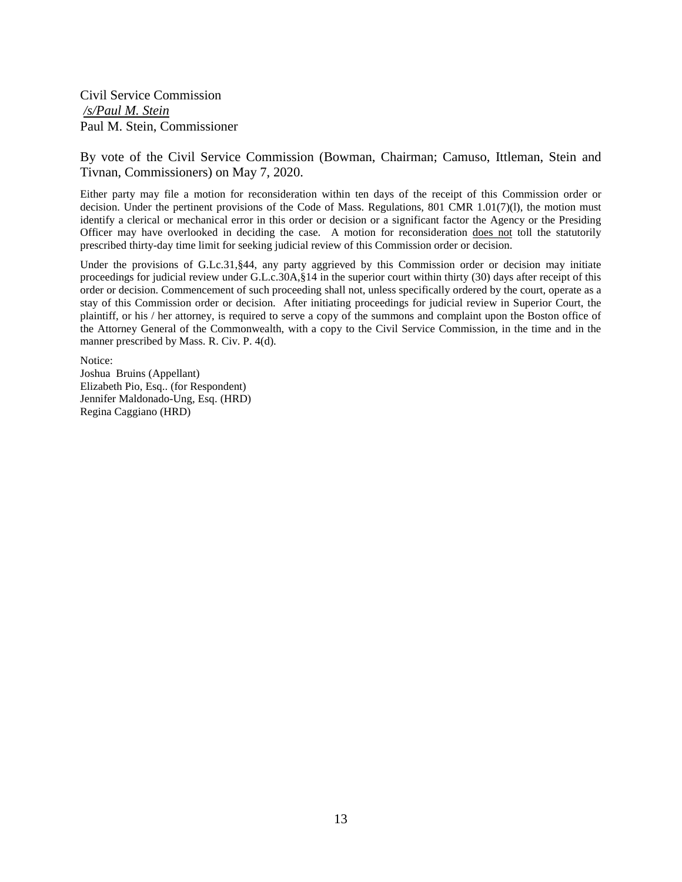Civil Service Commission

*/s/Paul M. Stein*

Paul M. Stein, Commissioner

By vote of the Civil Service Commission (Bowman, Chairman; Camuso, Ittleman, Stein and Tivnan, Commissioners) on May 7, 2020.

Either party may file a motion for reconsideration within ten days of the receipt of this Commission order or decision. Under the pertinent provisions of the Code of Mass. Regulations, 801 CMR 1.01(7)(l), the motion must identify a clerical or mechanical error in this order or decision or a significant factor the Agency or the Presiding Officer may have overlooked in deciding the case. A motion for reconsideration does not toll the statutorily prescribed thirty-day time limit for seeking judicial review of this Commission order or decision.

Under the provisions of G.Lc.31,§44, any party aggrieved by this Commission order or decision may initiate proceedings for judicial review under G.L.c.30A,§14 in the superior court within thirty (30) days after receipt of this order or decision. Commencement of such proceeding shall not, unless specifically ordered by the court, operate as a stay of this Commission order or decision. After initiating proceedings for judicial review in Superior Court, the plaintiff, or his / her attorney, is required to serve a copy of the summons and complaint upon the Boston office of the Attorney General of the Commonwealth, with a copy to the Civil Service Commission, in the time and in the manner prescribed by Mass. R. Civ. P. 4(d).

Notice:
Joshua Bruins (Appellant)
Elizabeth Pio, Esq.. (for Respondent)
Jennifer Maldonado-Ung, Esq. (HRD)
Regina Caggiano (HRD)